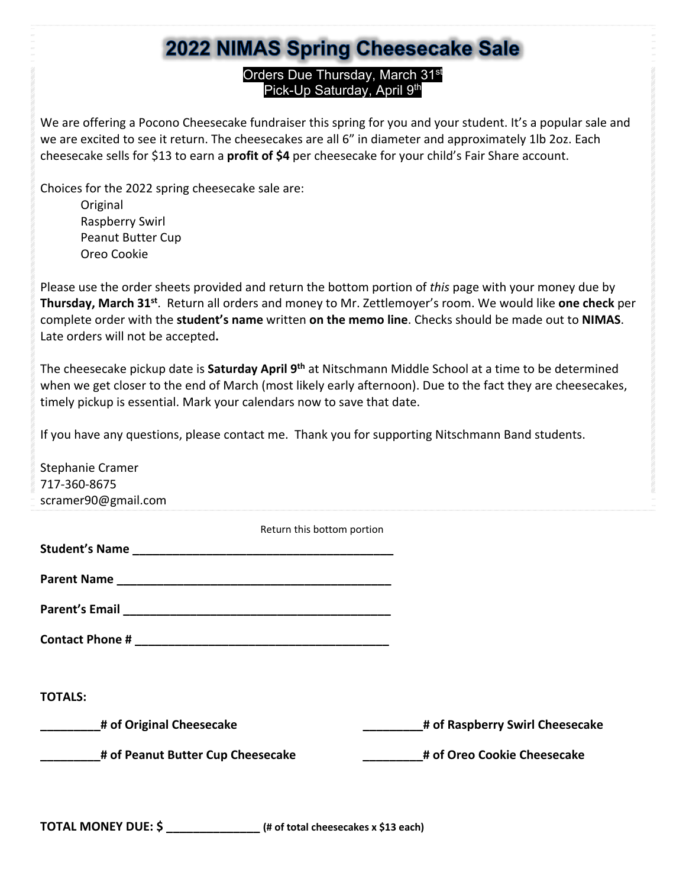# 2022 NIMAS Spring Cheesecake Sale

Orders Due Thursday, March 31st
Pick-Up Saturday, April 9th

We are offering a Pocono Cheesecake fundraiser this spring for you and your student. It's a popular sale and we are excited to see it return. The cheesecakes are all 6" in diameter and approximately 1lb 2oz. Each cheesecake sells for $13 to earn a **profit of $4** per cheesecake for your child's Fair Share account.

Choices for the 2022 spring cheesecake sale are:

- Original
- Raspberry Swirl
- Peanut Butter Cup
- Oreo Cookie

Please use the order sheets provided and return the bottom portion of *this* page with your money due by **Thursday, March 31st**. Return all orders and money to Mr. Zettlemoyer's room. We would like **one check** per complete order with the **student's name** written **on the memo line**. Checks should be made out to **NIMAS**. Late orders will not be accepted**.**

The cheesecake pickup date is **Saturday April 9th** at Nitschmann Middle School at a time to be determined when we get closer to the end of March (most likely early afternoon). Due to the fact they are cheesecakes, timely pickup is essential. Mark your calendars now to save that date.

If you have any questions, please contact me. Thank you for supporting Nitschmann Band students.

Stephanie Cramer
717-360-8675
scramer90@gmail.com

---

Return this bottom portion

**Student's Name \_\_\_\_\_\_\_\_\_\_\_\_\_\_\_\_\_\_\_\_\_\_\_\_\_\_\_\_\_\_\_\_\_\_\_\_\_\_\_\_**

**Parent Name \_\_\_\_\_\_\_\_\_\_\_\_\_\_\_\_\_\_\_\_\_\_\_\_\_\_\_\_\_\_\_\_\_\_\_\_\_\_\_\_\_\_**

**Parent's Email \_\_\_\_\_\_\_\_\_\_\_\_\_\_\_\_\_\_\_\_\_\_\_\_\_\_\_\_\_\_\_\_\_\_\_\_\_\_\_\_\_**

**Contact Phone # \_\_\_\_\_\_\_\_\_\_\_\_\_\_\_\_\_\_\_\_\_\_\_\_\_\_\_\_\_\_\_\_\_\_\_\_\_\_\_**

**TOTALS:**

**\_\_\_\_\_\_\_\_\_# of Original Cheesecake**

**\_\_\_\_\_\_\_\_\_# of Raspberry Swirl Cheesecake**

**\_\_\_\_\_\_\_\_\_# of Peanut Butter Cup Cheesecake**

**\_\_\_\_\_\_\_\_\_# of Oreo Cookie Cheesecake**

**TOTAL MONEY DUE: $ \_\_\_\_\_\_\_\_\_\_\_\_\_\_ (# of total cheesecakes x $13 each)**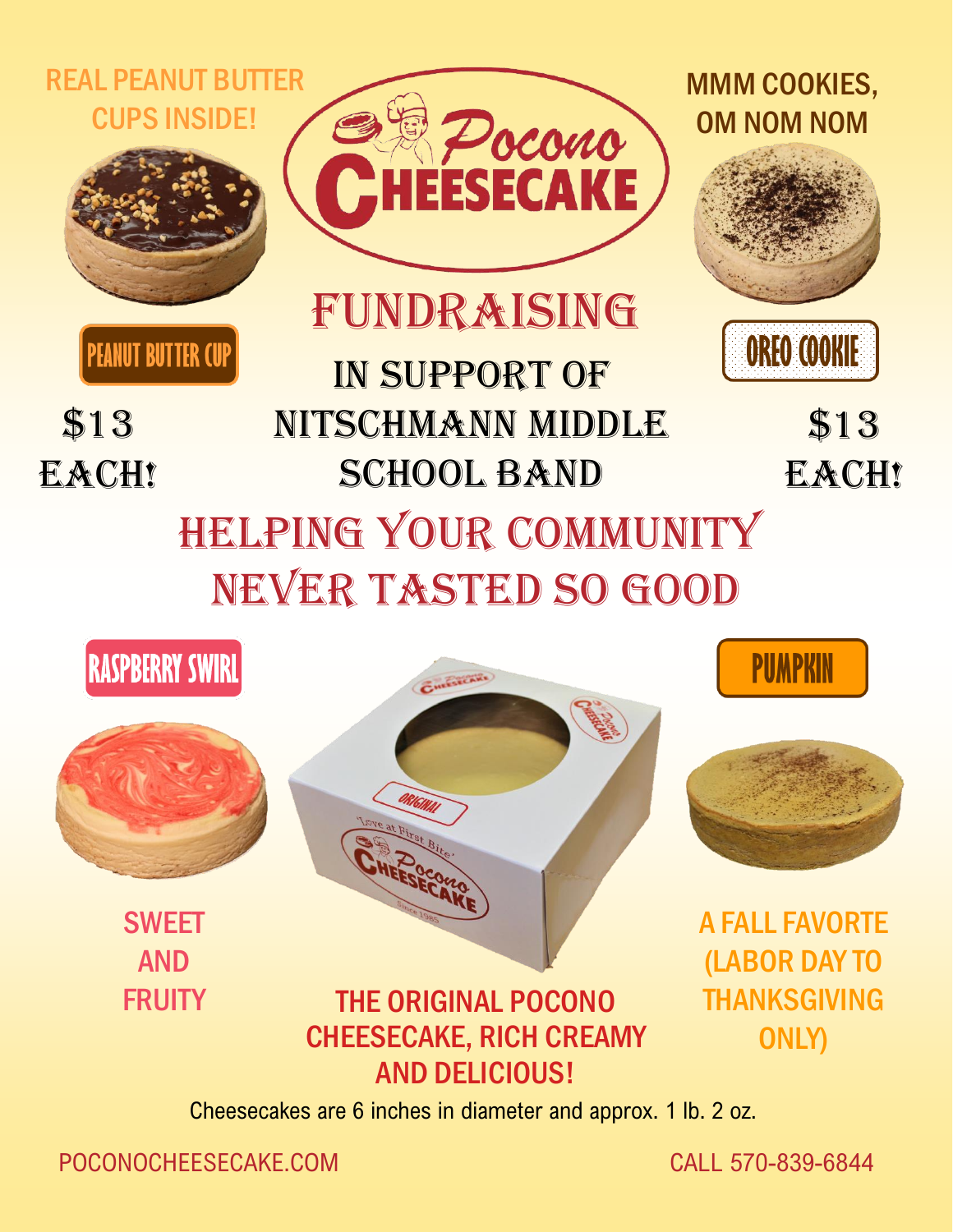REAL PEANUT BUTTER CUPS INSIDE!

**PEANUT BUTTER CUP**

$13 EACH!

# Pocono CHEESECAKE

## FUNDRAISING

IN SUPPORT OF NITSCHMANN MIDDLE SCHOOL BAND

MMM COOKIES, OM NOM NOM

**OREO COOKIE**

$13 EACH!

## HELPING YOUR COMMUNITY NEVER TASTED SO GOOD

**RASPBERRY SWIRL**

SWEET AND FRUITY

ORIGINAL

'Love at First Bite'

Pocono CHEESECAKE

Since 1985

THE ORIGINAL POCONO CHEESECAKE, RICH CREAMY AND DELICIOUS!

**PUMPKIN**

A FALL FAVORTE (LABOR DAY TO THANKSGIVING ONLY)

Cheesecakes are 6 inches in diameter and approx. 1 lb. 2 oz.

POCONOCHEESECAKE.COM

CALL 570-839-6844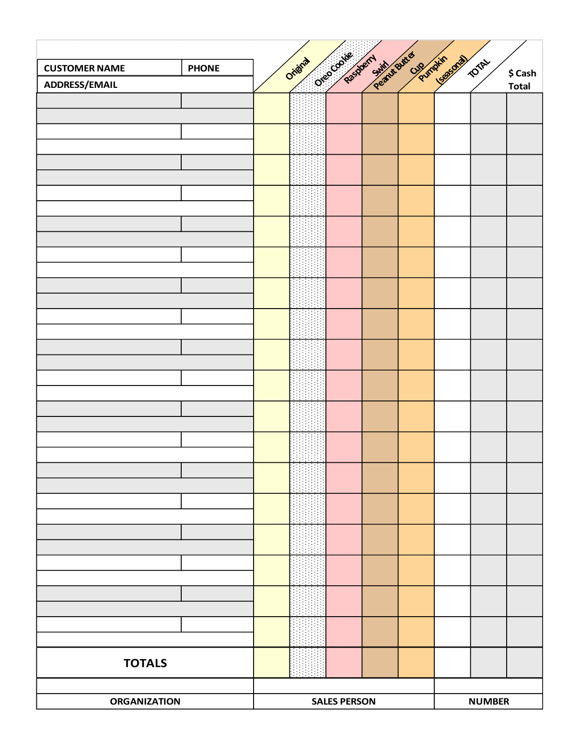| CUSTOMER NAME | PHONE | Original | Oreo Cookie | Raspberry Swirl | Peanut Butter Cup | Pumpkin (seasonal) | TOTAL | $ Cash Total |
|---|---|---|---|---|---|---|---|---|
| ADDRESS/EMAIL | | | | | | | | |
| | | | | | | | | |
| | | | | | | | | |
| | | | | | | | | |
| | | | | | | | | |
| | | | | | | | | |
| | | | | | | | | |
| | | | | | | | | |
| | | | | | | | | |
| | | | | | | | | |
| | | | | | | | | |
| | | | | | | | | |
| | | | | | | | | |
| | | | | | | | | |
| | | | | | | | | |
| | | | | | | | | |
| | | | | | | | | |
| | | | | | | | | |
| | | | | | | | | |
| | | | | | | | | |
| | | | | | | | | |
| | | | | | | | | |
| | | | | | | | | |
| | | | | | | | | |
| | | | | | | | | |
| | | | | | | | | |
| | | | | | | | | |
| | | | | | | | | |
| | | | | | | | | |
| | | | | | | | | |
| | | | | | | | | |
| | | | | | | | | |
| | | | | | | | | |
| | | | | | | | | |
| | | | | | | | | |
| | | | | | | | | |
| **TOTALS** | | | | | | | | |

| | | |
|---|---|---|
| | | |
| **ORGANIZATION** | **SALES PERSON** | **NUMBER** |